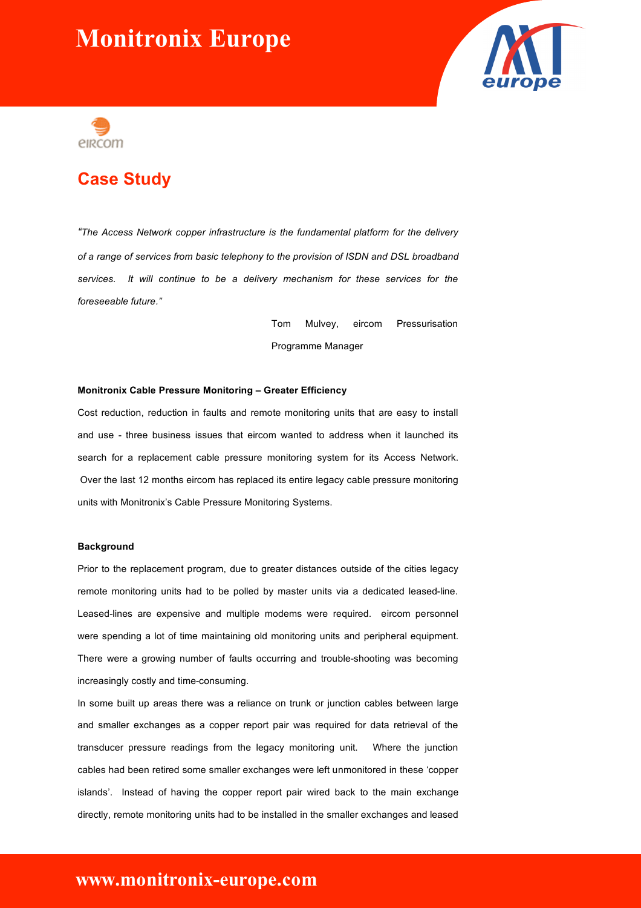# Monitronix Europe

## Case Study

*"The Access Network copper infrastructure is the fundamental platform for the delivery of a range of services from basic telephony to the provision of ISDN and DSL broadband services. It will continue to be a delivery mechanism for these services for the foreseeable future."*

Tom Mulvey, eircom Pressurisation Programme Manager

**Monitronix Cable Pressure Monitoring – Greater Efficiency**

Cost reduction, reduction in faults and remote monitoring units that are easy to install and use - three business issues that eircom wanted to address when it launched its search for a replacement cable pressure monitoring system for its Access Network. Over the last 12 months eircom has replaced its entire legacy cable pressure monitoring units with Monitronix's Cable Pressure Monitoring Systems.

**Background**

Prior to the replacement program, due to greater distances outside of the cities legacy remote monitoring units had to be polled by master units via a dedicated leased-line. Leased-lines are expensive and multiple modems were required. eircom personnel were spending a lot of time maintaining old monitoring units and peripheral equipment. There were a growing number of faults occurring and trouble-shooting was becoming increasingly costly and time-consuming.

In some built up areas there was a reliance on trunk or junction cables between large and smaller exchanges as a copper report pair was required for data retrieval of the transducer pressure readings from the legacy monitoring unit. Where the junction cables had been retired some smaller exchanges were left unmonitored in these 'copper islands'. Instead of having the copper report pair wired back to the main exchange directly, remote monitoring units had to be installed in the smaller exchanges and leased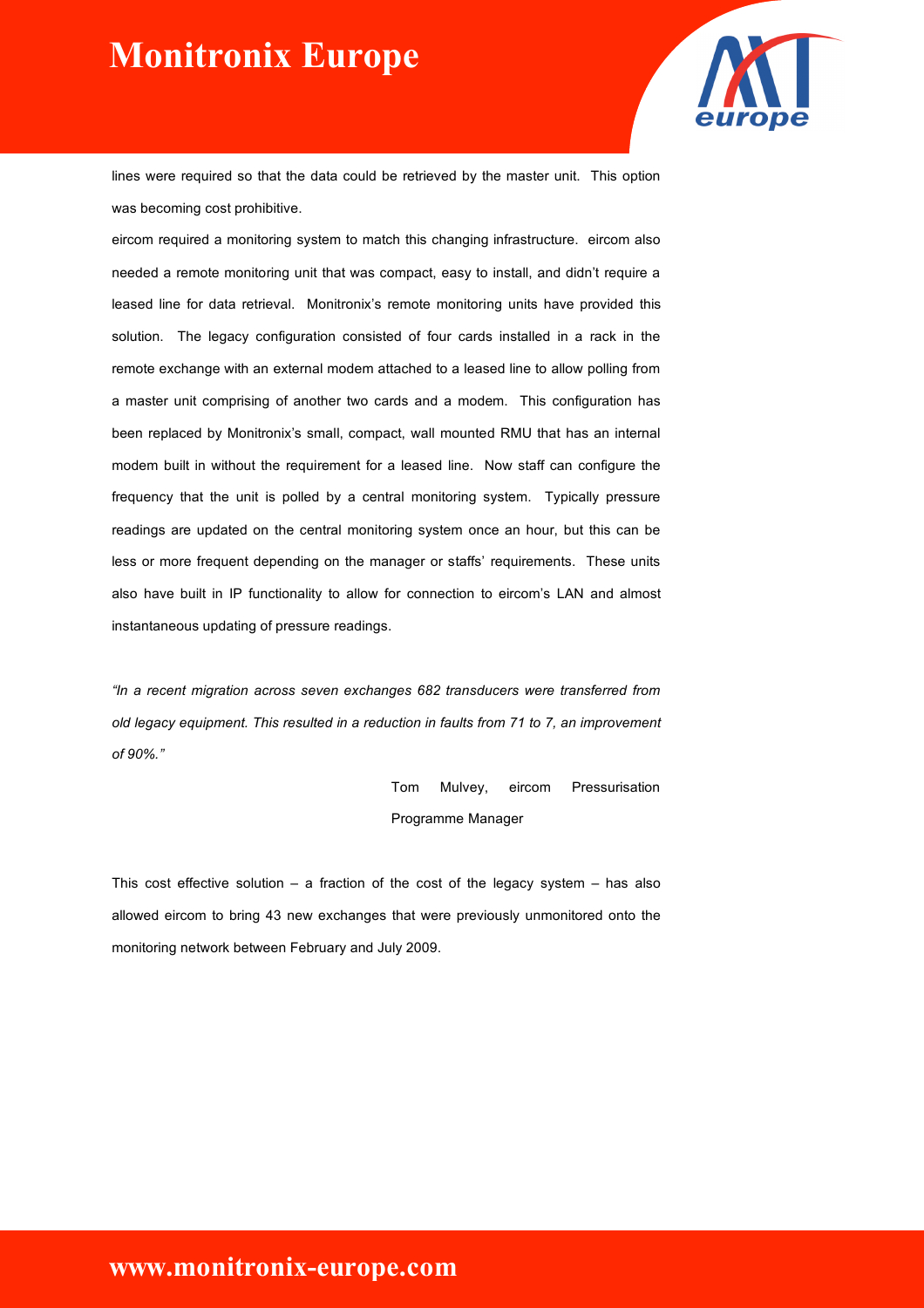lines were required so that the data could be retrieved by the master unit. This option was becoming cost prohibitive.

eircom required a monitoring system to match this changing infrastructure. eircom also needed a remote monitoring unit that was compact, easy to install, and didn't require a leased line for data retrieval. Monitronix's remote monitoring units have provided this solution. The legacy configuration consisted of four cards installed in a rack in the remote exchange with an external modem attached to a leased line to allow polling from a master unit comprising of another two cards and a modem. This configuration has been replaced by Monitronix's small, compact, wall mounted RMU that has an internal modem built in without the requirement for a leased line. Now staff can configure the frequency that the unit is polled by a central monitoring system. Typically pressure readings are updated on the central monitoring system once an hour, but this can be less or more frequent depending on the manager or staffs' requirements. These units also have built in IP functionality to allow for connection to eircom's LAN and almost instantaneous updating of pressure readings.

*"In a recent migration across seven exchanges 682 transducers were transferred from old legacy equipment. This resulted in a reduction in faults from 71 to 7, an improvement of 90%."*

Tom Mulvey, eircom Pressurisation Programme Manager

This cost effective solution – a fraction of the cost of the legacy system – has also allowed eircom to bring 43 new exchanges that were previously unmonitored onto the monitoring network between February and July 2009.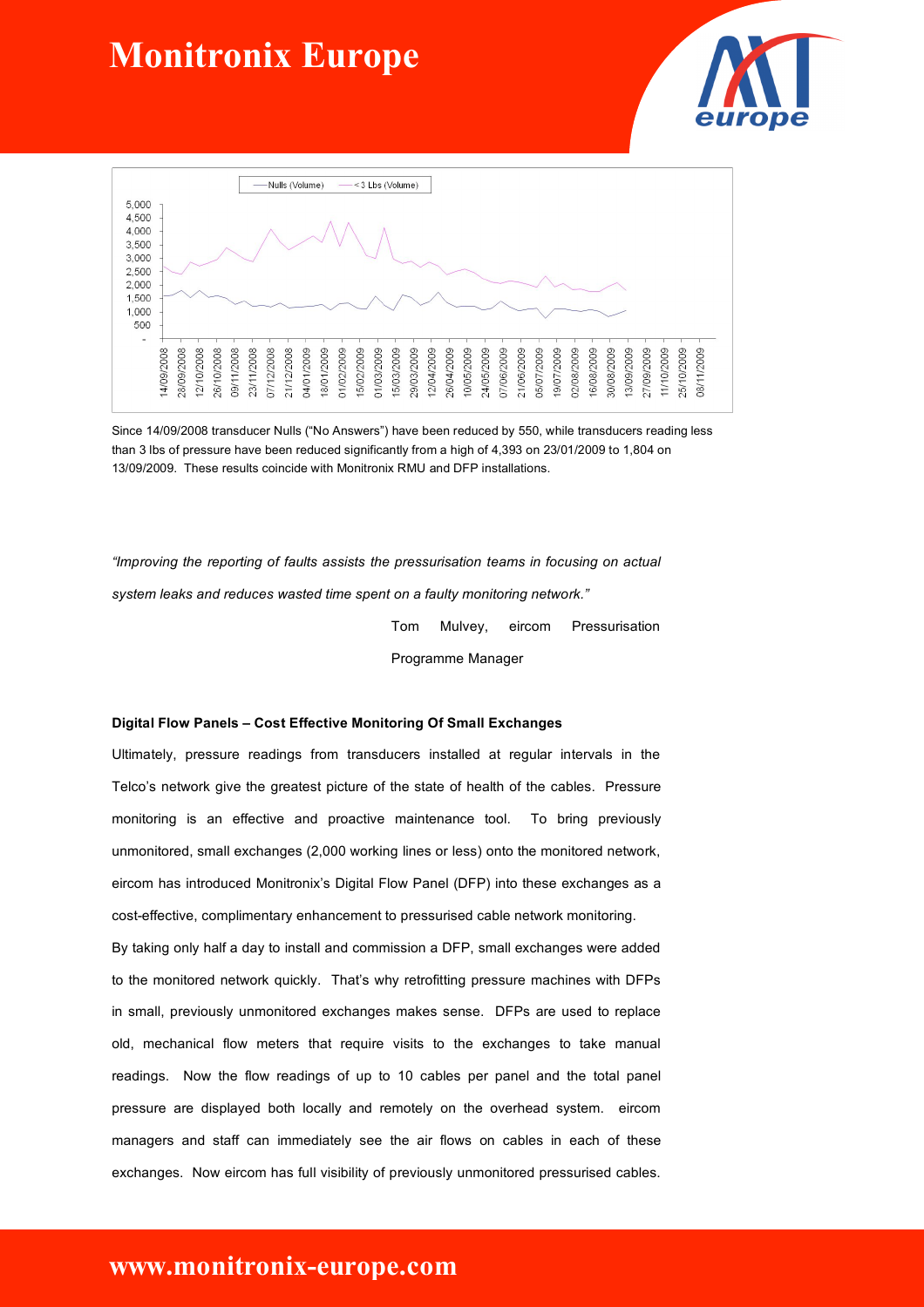Nulls (Volume)
< 3 Lbs (Volume)

5,000
4,500
4,000
3,500
3,000
2,500
2,000
1,500
1,000
500
-

14/09/2008
28/09/2008
12/10/2008
26/10/2008
09/11/2008
23/11/2008
07/12/2008
21/12/2008
04/01/2009
18/01/2009
01/02/2009
15/02/2009
01/03/2009
15/03/2009
29/03/2009
12/04/2009
26/04/2009
10/05/2009
24/05/2009
07/06/2009
21/06/2009
05/07/2009
19/07/2009
02/08/2009
16/08/2009
30/08/2009
13/09/2009
27/09/2009
11/10/2009
25/10/2009
08/11/2009

Since 14/09/2008 transducer Nulls ("No Answers") have been reduced by 550, while transducers reading less than 3 lbs of pressure have been reduced significantly from a high of 4,393 on 23/01/2009 to 1,804 on 13/09/2009. These results coincide with Monitronix RMU and DFP installations.

*"Improving the reporting of faults assists the pressurisation teams in focusing on actual system leaks and reduces wasted time spent on a faulty monitoring network."*

Tom Mulvey, eircom Pressurisation Programme Manager

**Digital Flow Panels – Cost Effective Monitoring Of Small Exchanges**

Ultimately, pressure readings from transducers installed at regular intervals in the Telco's network give the greatest picture of the state of health of the cables. Pressure monitoring is an effective and proactive maintenance tool. To bring previously unmonitored, small exchanges (2,000 working lines or less) onto the monitored network, eircom has introduced Monitronix's Digital Flow Panel (DFP) into these exchanges as a cost-effective, complimentary enhancement to pressurised cable network monitoring.

By taking only half a day to install and commission a DFP, small exchanges were added to the monitored network quickly. That's why retrofitting pressure machines with DFPs in small, previously unmonitored exchanges makes sense. DFPs are used to replace old, mechanical flow meters that require visits to the exchanges to take manual readings. Now the flow readings of up to 10 cables per panel and the total panel pressure are displayed both locally and remotely on the overhead system. eircom managers and staff can immediately see the air flows on cables in each of these exchanges. Now eircom has full visibility of previously unmonitored pressurised cables.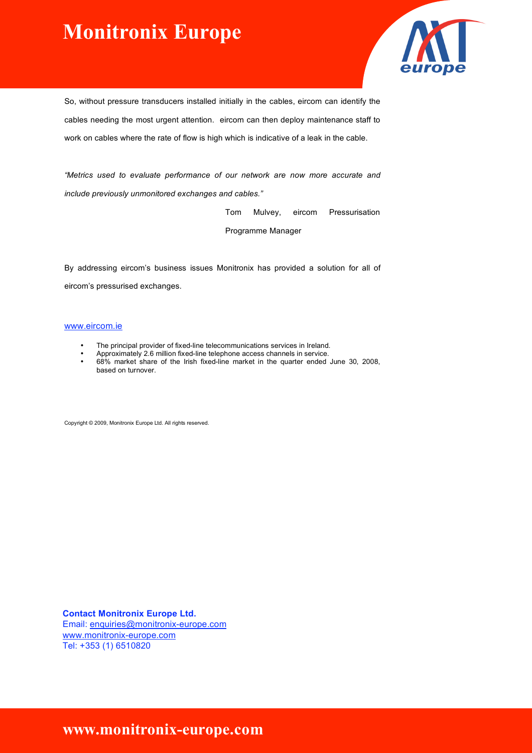So, without pressure transducers installed initially in the cables, eircom can identify the cables needing the most urgent attention. eircom can then deploy maintenance staff to work on cables where the rate of flow is high which is indicative of a leak in the cable.

*"Metrics used to evaluate performance of our network are now more accurate and include previously unmonitored exchanges and cables."*

Tom Mulvey, eircom Pressurisation Programme Manager

By addressing eircom's business issues Monitronix has provided a solution for all of eircom's pressurised exchanges.

[www.eircom.ie](http://www.eircom.ie)

- The principal provider of fixed-line telecommunications services in Ireland.
- Approximately 2.6 million fixed-line telephone access channels in service.
- 68% market share of the Irish fixed-line market in the quarter ended June 30, 2008, based on turnover.

Copyright © 2009, Monitronix Europe Ltd. All rights reserved.

**Contact Monitronix Europe Ltd.**
Email: enquiries@monitronix-europe.com
www.monitronix-europe.com
Tel: +353 (1) 6510820